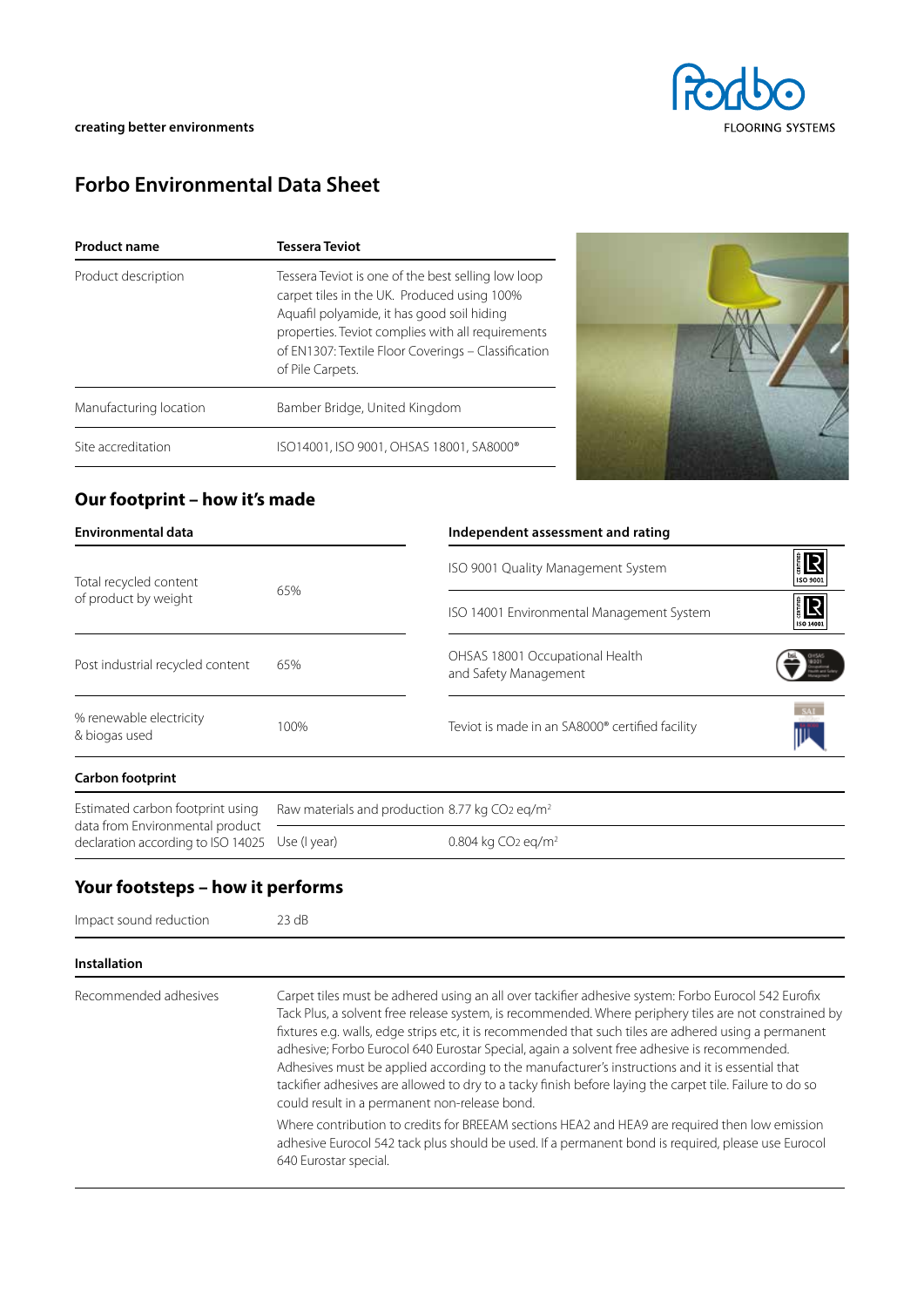creating better environments

# Forbo Environmental Data Sheet

| Product name | Tessera Teviot |
| --- | --- |
| Product description | Tessera Teviot is one of the best selling low loop carpet tiles in the UK. Produced using 100% Aquafil polyamide, it has good soil hiding properties. Teviot complies with all requirements of EN1307: Textile Floor Coverings – Classification of Pile Carpets. |
| Manufacturing location | Bamber Bridge, United Kingdom |
| Site accreditation | ISO14001, ISO 9001, OHSAS 18001, SA8000® |

## Our footprint – how it's made

| Environmental data | |
| --- | --- |
| Total recycled content of product by weight | 65% |
| Post industrial recycled content | 65% |
| % renewable electricity & biogas used | 100% |

| Independent assessment and rating |
| --- |
| ISO 9001 Quality Management System |
| ISO 14001 Environmental Management System |
| OHSAS 18001 Occupational Health and Safety Management |
| Teviot is made in an SA8000® certified facility |

### Carbon footprint

| Estimated carbon footprint using data from Environmental product declaration according to ISO 14025 | | |
| --- | --- | --- |
| | Raw materials and production | 8.77 kg $CO_2$ eq/m² |
| | Use (I year) | 0.804 kg $CO_2$ eq/m² |

## Your footsteps – how it performs

| Impact sound reduction | 23 dB |
| --- | --- |

### Installation

| Recommended adhesives | Carpet tiles must be adhered using an all over tackifier adhesive system: Forbo Eurocol 542 Eurofix Tack Plus, a solvent free release system, is recommended. Where periphery tiles are not constrained by fixtures e.g. walls, edge strips etc, it is recommended that such tiles are adhered using a permanent adhesive; Forbo Eurocol 640 Eurostar Special, again a solvent free adhesive is recommended. Adhesives must be applied according to the manufacturer's instructions and it is essential that tackifier adhesives are allowed to dry to a tacky finish before laying the carpet tile. Failure to do so could result in a permanent non-release bond.<br><br>Where contribution to credits for BREEAM sections HEA2 and HEA9 are required then low emission adhesive Eurocol 542 tack plus should be used. If a permanent bond is required, please use Eurocol 640 Eurostar special. |
| --- | --- |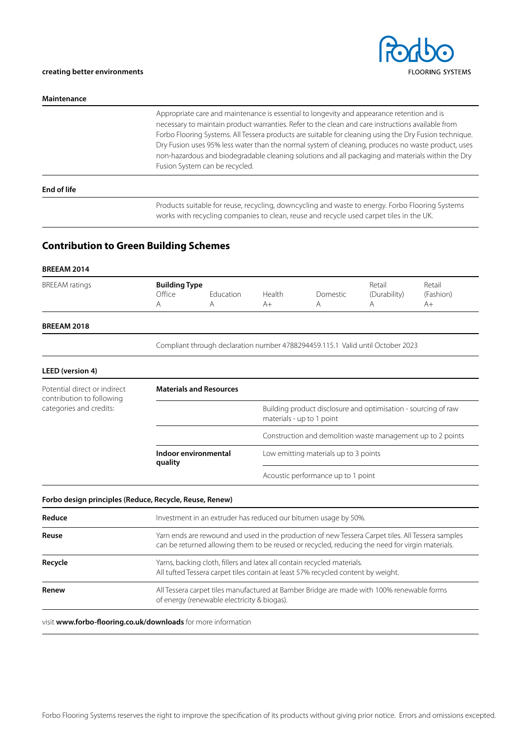## Maintenance

| | |
|---|---|
| | Appropriate care and maintenance is essential to longevity and appearance retention and is necessary to maintain product warranties. Refer to the clean and care instructions available from Forbo Flooring Systems. All Tessera products are suitable for cleaning using the Dry Fusion technique. Dry Fusion uses 95% less water than the normal system of cleaning, produces no waste product, uses non-hazardous and biodegradable cleaning solutions and all packaging and materials within the Dry Fusion System can be recycled. |

## End of life

| | |
|---|---|
| | Products suitable for reuse, recycling, downcycling and waste to energy. Forbo Flooring Systems works with recycling companies to clean, reuse and recycle used carpet tiles in the UK. |

# Contribution to Green Building Schemes

### BREEAM 2014

| | **Building Type** | | | | | |
|---|---|---|---|---|---|---|
| BREEAM ratings | Office | Education | Health | Domestic | Retail (Durability) | Retail (Fashion) |
| | A | A | A+ | A | A | A+ |

### BREEAM 2018

Compliant through declaration number 4788294459.115.1 Valid until October 2023

### LEED (version 4)

| | | |
|---|---|---|
| Potential direct or indirect contribution to following categories and credits: | **Materials and Resources** | |
| | | Building product disclosure and optimisation - sourcing of raw materials - up to 1 point |
| | | Construction and demolition waste management up to 2 points |
| | **Indoor environmental quality** | Low emitting materials up to 3 points |
| | | Acoustic performance up to 1 point |

### Forbo design principles (Reduce, Recycle, Reuse, Renew)

| | |
|---|---|
| **Reduce** | Investment in an extruder has reduced our bitumen usage by 50%. |
| **Reuse** | Yarn ends are rewound and used in the production of new Tessera Carpet tiles. All Tessera samples can be returned allowing them to be reused or recycled, reducing the need for virgin materials. |
| **Recycle** | Yarns, backing cloth, fillers and latex all contain recycled materials. All tufted Tessera carpet tiles contain at least 57% recycled content by weight. |
| **Renew** | All Tessera carpet tiles manufactured at Bamber Bridge are made with 100% renewable forms of energy (renewable electricity & biogas). |

visit **www.forbo-flooring.co.uk/downloads** for more information

Forbo Flooring Systems reserves the right to improve the specification of its products without giving prior notice. Errors and omissions excepted.